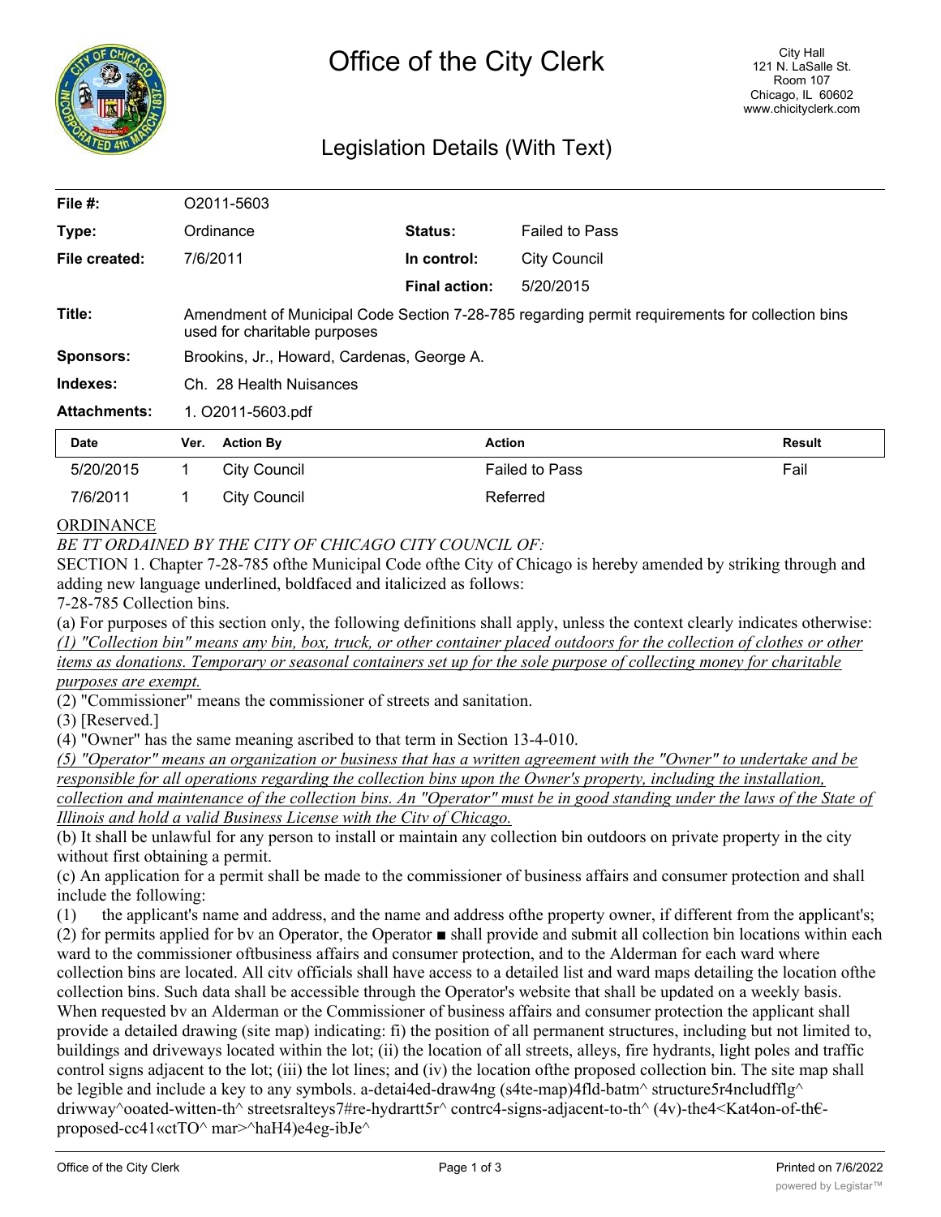# Office of the City Clerk

City Hall
121 N. LaSalle St.
Room 107
Chicago, IL 60602
www.chicityclerk.com

## Legislation Details (With Text)

| | | | |
|---|---|---|---|
| **File #:** | O2011-5603 | | |
| **Type:** | Ordinance | **Status:** | Failed to Pass |
| **File created:** | 7/6/2011 | **In control:** | City Council |
| | | **Final action:** | 5/20/2015 |
| **Title:** | Amendment of Municipal Code Section 7-28-785 regarding permit requirements for collection bins used for charitable purposes | | |
| **Sponsors:** | Brookins, Jr., Howard, Cardenas, George A. | | |
| **Indexes:** | Ch. 28 Health Nuisances | | |
| **Attachments:** | 1. O2011-5603.pdf | | |

| Date | Ver. | Action By | Action | Result |
|---|---|---|---|---|
| 5/20/2015 | 1 | City Council | Failed to Pass | Fail |
| 7/6/2011 | 1 | City Council | Referred | |

ORDINANCE

*BE TT ORDAINED BY THE CITY OF CHICAGO CITY COUNCIL OF:*

SECTION 1. Chapter 7-28-785 ofthe Municipal Code ofthe City of Chicago is hereby amended by striking through and adding new language underlined, boldfaced and italicized as follows:

7-28-785 Collection bins.

(a) For purposes of this section only, the following definitions shall apply, unless the context clearly indicates otherwise:

*(1) "Collection bin" means any bin, box, truck, or other container placed outdoors for the collection of clothes or other items as donations. Temporary or seasonal containers set up for the sole purpose of collecting money for charitable purposes are exempt.*

(2) "Commissioner" means the commissioner of streets and sanitation.

(3) [Reserved.]

(4) "Owner" has the same meaning ascribed to that term in Section 13-4-010.

*(5) "Operator" means an organization or business that has a written agreement with the "Owner" to undertake and be responsible for all operations regarding the collection bins upon the Owner's property, including the installation, collection and maintenance of the collection bins. An "Operator" must be in good standing under the laws of the State of Illinois and hold a valid Business License with the Citv of Chicago.*

(b) It shall be unlawful for any person to install or maintain any collection bin outdoors on private property in the city without first obtaining a permit.

(c) An application for a permit shall be made to the commissioner of business affairs and consumer protection and shall include the following:

(1) the applicant's name and address, and the name and address ofthe property owner, if different from the applicant's;

(2) for permits applied for bv an Operator, the Operator ■ shall provide and submit all collection bin locations within each ward to the commissioner oftbusiness affairs and consumer protection, and to the Alderman for each ward where collection bins are located. All citv officials shall have access to a detailed list and ward maps detailing the location ofthe collection bins. Such data shall be accessible through the Operator's website that shall be updated on a weekly basis. When requested bv an Alderman or the Commissioner of business affairs and consumer protection the applicant shall provide a detailed drawing (site map) indicating: fi) the position of all permanent structures, including but not limited to, buildings and driveways located within the lot; (ii) the location of all streets, alleys, fire hydrants, light poles and traffic control signs adjacent to the lot; (iii) the lot lines; and (iv) the location ofthe proposed collection bin. The site map shall be legible and include a key to any symbols. a-detai4ed-draw4ng (s4te-map)4fld-batm^ structure5r4ncludfflg^ driwway^ooated-witten-th^ streetsralteys7#re-hydrartt5r^ contrc4-signs-adjacent-to-th^ (4v)-the4<Kat4on-of-th€-proposed-cc41«ctTO^ mar>^haH4)e4eg-ibJe^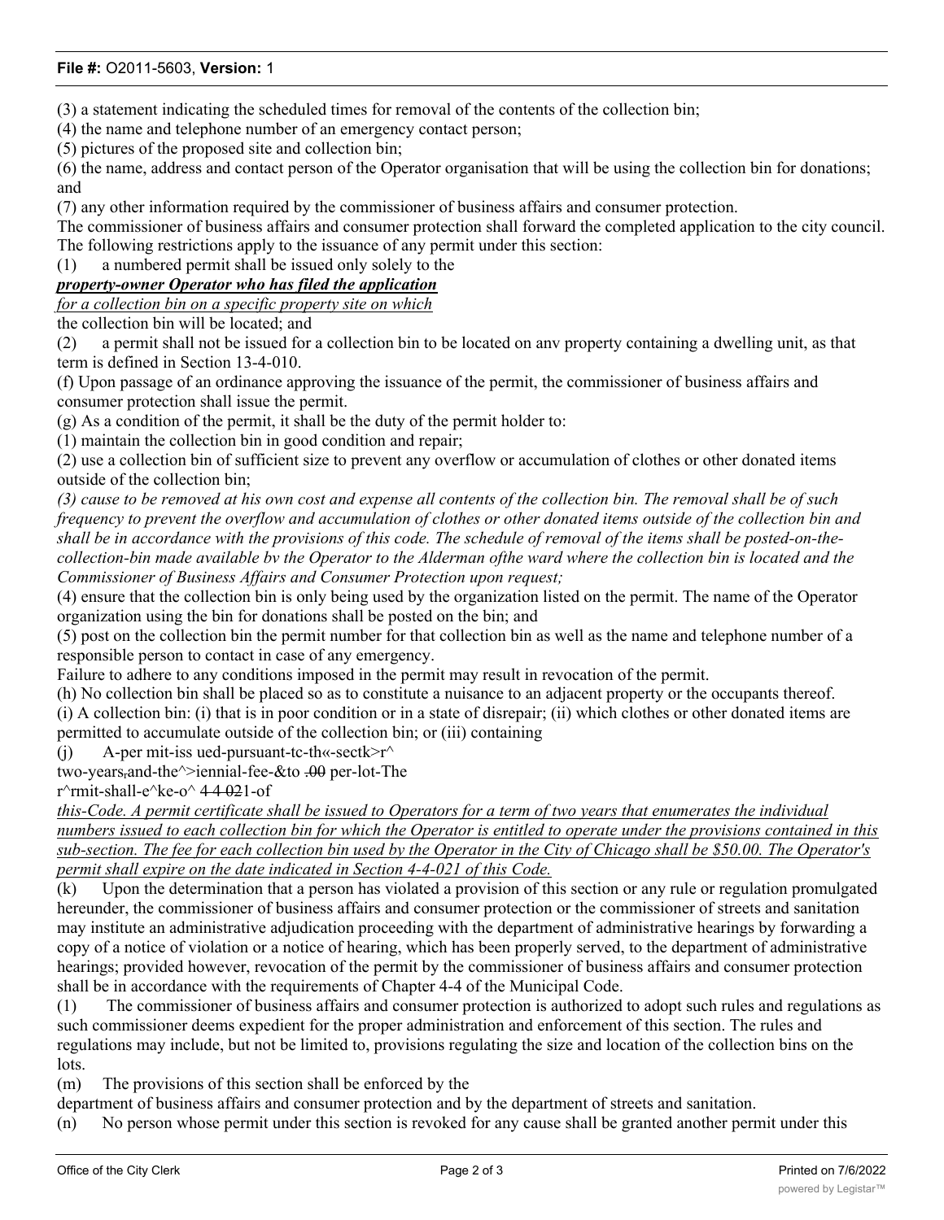(3) a statement indicating the scheduled times for removal of the contents of the collection bin;

(4) the name and telephone number of an emergency contact person;

(5) pictures of the proposed site and collection bin;

(6) the name, address and contact person of the Operator organisation that will be using the collection bin for donations; and

(7) any other information required by the commissioner of business affairs and consumer protection.

The commissioner of business affairs and consumer protection shall forward the completed application to the city council. The following restrictions apply to the issuance of any permit under this section:

(1) a numbered permit shall be issued only solely to the ***property-owner Operator who has filed the application*** *for a collection bin on a specific property site on which* the collection bin will be located; and

(2) a permit shall not be issued for a collection bin to be located on anv property containing a dwelling unit, as that term is defined in Section 13-4-010.

(f) Upon passage of an ordinance approving the issuance of the permit, the commissioner of business affairs and consumer protection shall issue the permit.

(g) As a condition of the permit, it shall be the duty of the permit holder to:

(1) maintain the collection bin in good condition and repair;

(2) use a collection bin of sufficient size to prevent any overflow or accumulation of clothes or other donated items outside of the collection bin;

*(3) cause to be removed at his own cost and expense all contents of the collection bin. The removal shall be of such frequency to prevent the overflow and accumulation of clothes or other donated items outside of the collection bin and shall be in accordance with the provisions of this code. The schedule of removal of the items shall be posted-on-the-collection-bin made available bv the Operator to the Alderman ofthe ward where the collection bin is located and the Commissioner of Business Affairs and Consumer Protection upon request;*

(4) ensure that the collection bin is only being used by the organization listed on the permit. The name of the Operator organization using the bin for donations shall be posted on the bin; and

(5) post on the collection bin the permit number for that collection bin as well as the name and telephone number of a responsible person to contact in case of any emergency.

Failure to adhere to any conditions imposed in the permit may result in revocation of the permit.

(h) No collection bin shall be placed so as to constitute a nuisance to an adjacent property or the occupants thereof.

(i) A collection bin: (i) that is in poor condition or in a state of disrepair; (ii) which clothes or other donated items are permitted to accumulate outside of the collection bin; or (iii) containing

(j) A-per mit-iss ued-pursuant-tc-th«-sectk>r^ two-years,and-the^>iennial-fee-&to .00 per-lot-The r^rmit-shall-e^ke-o^ 4-4-021-of *this-Code. A permit certificate shall be issued to Operators for a term of two years that enumerates the individual numbers issued to each collection bin for which the Operator is entitled to operate under the provisions contained in this sub-section. The fee for each collection bin used by the Operator in the City of Chicago shall be $50.00. The Operator's permit shall expire on the date indicated in Section 4-4-021 of this Code.*

(k) Upon the determination that a person has violated a provision of this section or any rule or regulation promulgated hereunder, the commissioner of business affairs and consumer protection or the commissioner of streets and sanitation may institute an administrative adjudication proceeding with the department of administrative hearings by forwarding a copy of a notice of violation or a notice of hearing, which has been properly served, to the department of administrative hearings; provided however, revocation of the permit by the commissioner of business affairs and consumer protection shall be in accordance with the requirements of Chapter 4-4 of the Municipal Code.

(1) The commissioner of business affairs and consumer protection is authorized to adopt such rules and regulations as such commissioner deems expedient for the proper administration and enforcement of this section. The rules and regulations may include, but not be limited to, provisions regulating the size and location of the collection bins on the lots.

(m) The provisions of this section shall be enforced by the department of business affairs and consumer protection and by the department of streets and sanitation.

(n) No person whose permit under this section is revoked for any cause shall be granted another permit under this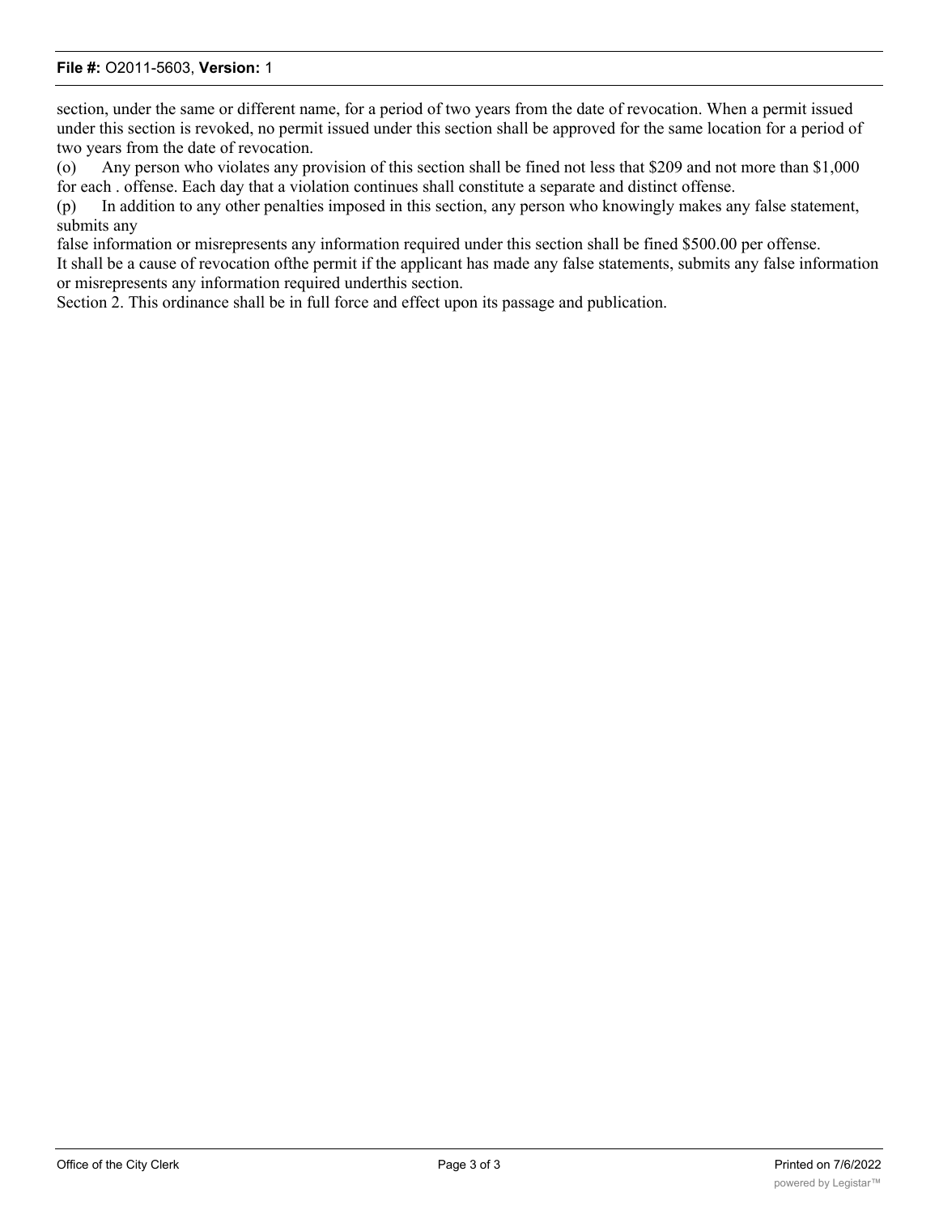section, under the same or different name, for a period of two years from the date of revocation. When a permit issued under this section is revoked, no permit issued under this section shall be approved for the same location for a period of two years from the date of revocation.

(o) Any person who violates any provision of this section shall be fined not less that $209 and not more than $1,000 for each . offense. Each day that a violation continues shall constitute a separate and distinct offense.

(p) In addition to any other penalties imposed in this section, any person who knowingly makes any false statement, submits any false information or misrepresents any information required under this section shall be fined $500.00 per offense. It shall be a cause of revocation ofthe permit if the applicant has made any false statements, submits any false information or misrepresents any information required underthis section.

Section 2. This ordinance shall be in full force and effect upon its passage and publication.